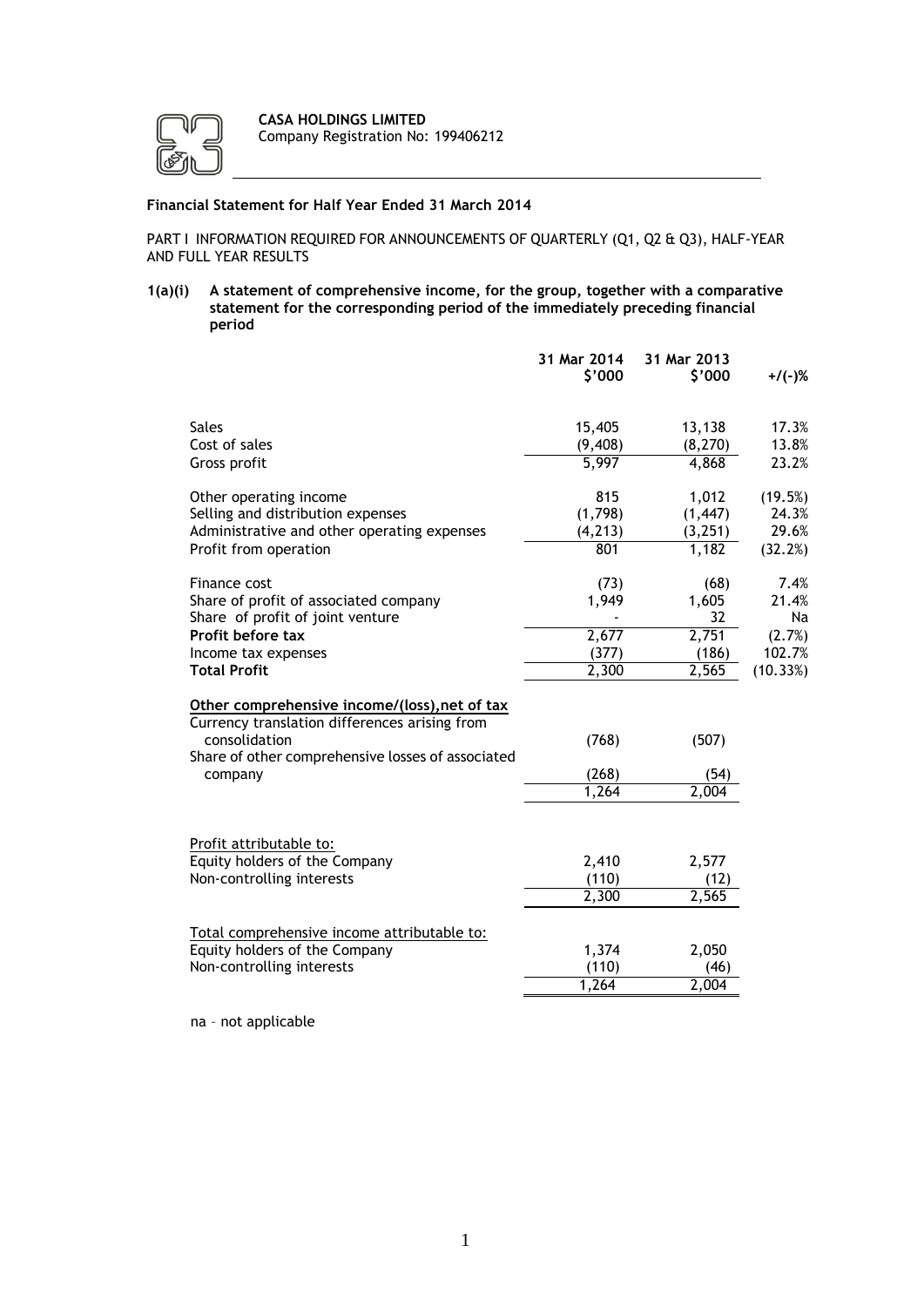**CASA HOLDINGS LIMITED**
Company Registration No: 199406212

**Financial Statement for Half Year Ended 31 March 2014**

PART I INFORMATION REQUIRED FOR ANNOUNCEMENTS OF QUARTERLY (Q1, Q2 & Q3), HALF-YEAR AND FULL YEAR RESULTS

**1(a)(i) A statement of comprehensive income, for the group, together with a comparative statement for the corresponding period of the immediately preceding financial period**

| | 31 Mar 2014 $'000 | 31 Mar 2013 $'000 | +/(-)% |
|---|---|---|---|
| Sales | 15,405 | 13,138 | 17.3% |
| Cost of sales | (9,408) | (8,270) | 13.8% |
| Gross profit | 5,997 | 4,868 | 23.2% |
| | | | |
| Other operating income | 815 | 1,012 | (19.5%) |
| Selling and distribution expenses | (1,798) | (1,447) | 24.3% |
| Administrative and other operating expenses | (4,213) | (3,251) | 29.6% |
| Profit from operation | 801 | 1,182 | (32.2%) |
| | | | |
| Finance cost | (73) | (68) | 7.4% |
| Share of profit of associated company | 1,949 | 1,605 | 21.4% |
| Share of profit of joint venture | - | 32 | Na |
| **Profit before tax** | 2,677 | 2,751 | (2.7%) |
| Income tax expenses | (377) | (186) | 102.7% |
| **Total Profit** | 2,300 | 2,565 | (10.33%) |
| | | | |
| **Other comprehensive income/(loss),net of tax** | | | |
| Currency translation differences arising from consolidation | (768) | (507) | |
| Share of other comprehensive losses of associated company | (268) | (54) | |
| | 1,264 | 2,004 | |
| | | | |
| Profit attributable to: | | | |
| Equity holders of the Company | 2,410 | 2,577 | |
| Non-controlling interests | (110) | (12) | |
| | 2,300 | 2,565 | |
| | | | |
| Total comprehensive income attributable to: | | | |
| Equity holders of the Company | 1,374 | 2,050 | |
| Non-controlling interests | (110) | (46) | |
| | 1,264 | 2,004 | |

na – not applicable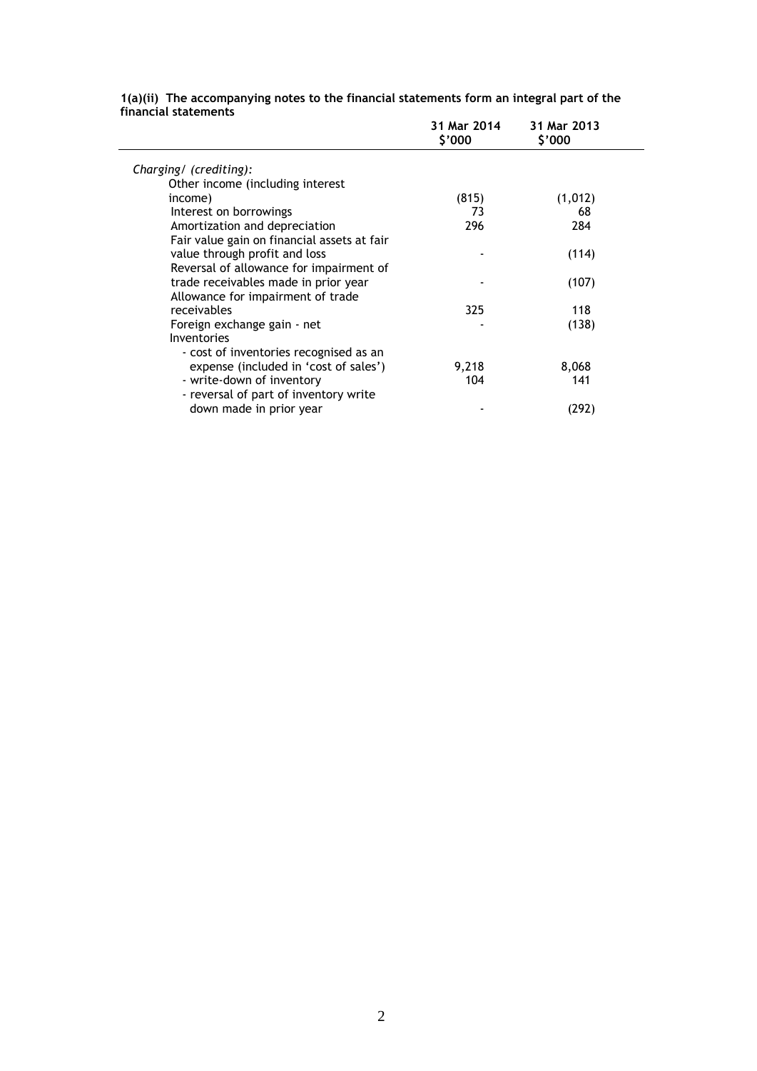**1(a)(ii) The accompanying notes to the financial statements form an integral part of the financial statements**

| | 31 Mar 2014 $'000 | 31 Mar 2013 $'000 |
|---|---|---|
| *Charging/ (crediting):* | | |
| Other income (including interest income) | (815) | (1,012) |
| Interest on borrowings | 73 | 68 |
| Amortization and depreciation | 296 | 284 |
| Fair value gain on financial assets at fair value through profit and loss | - | (114) |
| Reversal of allowance for impairment of trade receivables made in prior year | - | (107) |
| Allowance for impairment of trade receivables | 325 | 118 |
| Foreign exchange gain - net | - | (138) |
| Inventories | | |
| - cost of inventories recognised as an expense (included in 'cost of sales') | 9,218 | 8,068 |
| - write-down of inventory | 104 | 141 |
| - reversal of part of inventory write down made in prior year | - | (292) |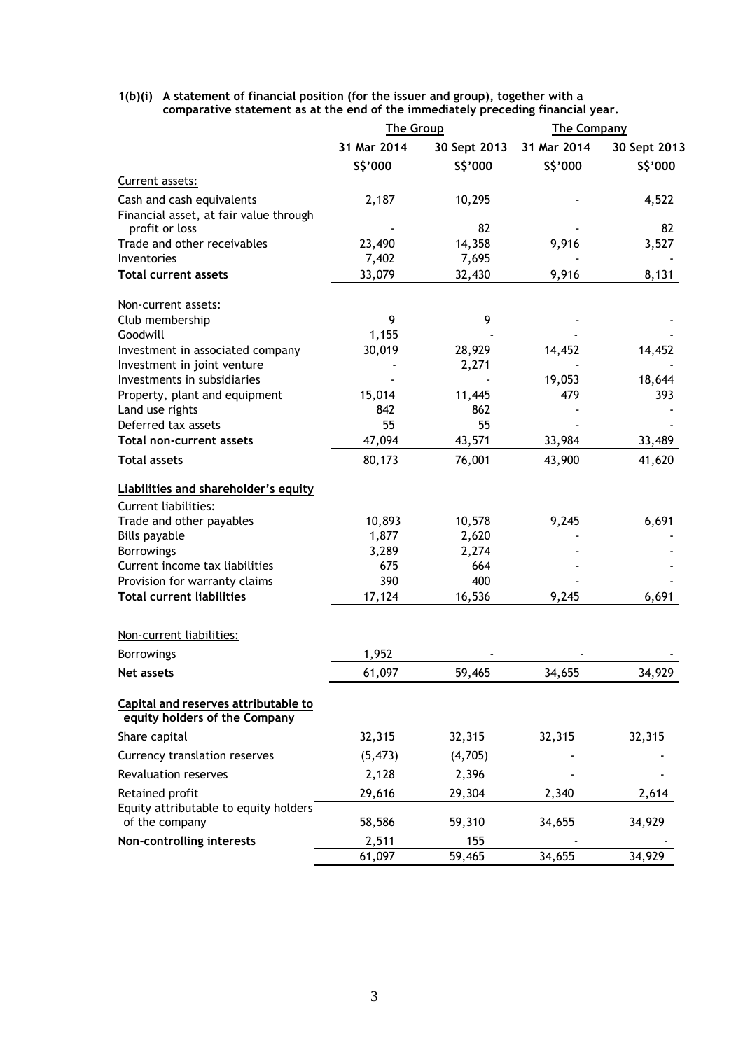**1(b)(i) A statement of financial position (for the issuer and group), together with a comparative statement as at the end of the immediately preceding financial year.**

| | The Group | | The Company | |
|---|---|---|---|---|
| | 31 Mar 2014 | 30 Sept 2013 | 31 Mar 2014 | 30 Sept 2013 |
| | S$'000 | S$'000 | S$'000 | S$'000 |
| Current assets: | | | | |
| Cash and cash equivalents | 2,187 | 10,295 | - | 4,522 |
| Financial asset, at fair value through profit or loss | - | 82 | - | 82 |
| Trade and other receivables | 23,490 | 14,358 | 9,916 | 3,527 |
| Inventories | 7,402 | 7,695 | - | - |
| **Total current assets** | 33,079 | 32,430 | 9,916 | 8,131 |
| Non-current assets: | | | | |
| Club membership | 9 | 9 | - | - |
| Goodwill | 1,155 | - | - | - |
| Investment in associated company | 30,019 | 28,929 | 14,452 | 14,452 |
| Investment in joint venture | - | 2,271 | - | - |
| Investments in subsidiaries | - | - | 19,053 | 18,644 |
| Property, plant and equipment | 15,014 | 11,445 | 479 | 393 |
| Land use rights | 842 | 862 | - | - |
| Deferred tax assets | 55 | 55 | - | - |
| **Total non-current assets** | 47,094 | 43,571 | 33,984 | 33,489 |
| **Total assets** | 80,173 | 76,001 | 43,900 | 41,620 |
| **Liabilities and shareholder's equity** | | | | |
| Current liabilities: | | | | |
| Trade and other payables | 10,893 | 10,578 | 9,245 | 6,691 |
| Bills payable | 1,877 | 2,620 | - | - |
| Borrowings | 3,289 | 2,274 | - | - |
| Current income tax liabilities | 675 | 664 | - | - |
| Provision for warranty claims | 390 | 400 | - | - |
| **Total current liabilities** | 17,124 | 16,536 | 9,245 | 6,691 |
| Non-current liabilities: | | | | |
| Borrowings | 1,952 | - | - | - |
| **Net assets** | 61,097 | 59,465 | 34,655 | 34,929 |
| **Capital and reserves attributable to equity holders of the Company** | | | | |
| Share capital | 32,315 | 32,315 | 32,315 | 32,315 |
| Currency translation reserves | (5,473) | (4,705) | - | - |
| Revaluation reserves | 2,128 | 2,396 | - | - |
| Retained profit | 29,616 | 29,304 | 2,340 | 2,614 |
| Equity attributable to equity holders of the company | 58,586 | 59,310 | 34,655 | 34,929 |
| **Non-controlling interests** | 2,511 | 155 | - | - |
| | 61,097 | 59,465 | 34,655 | 34,929 |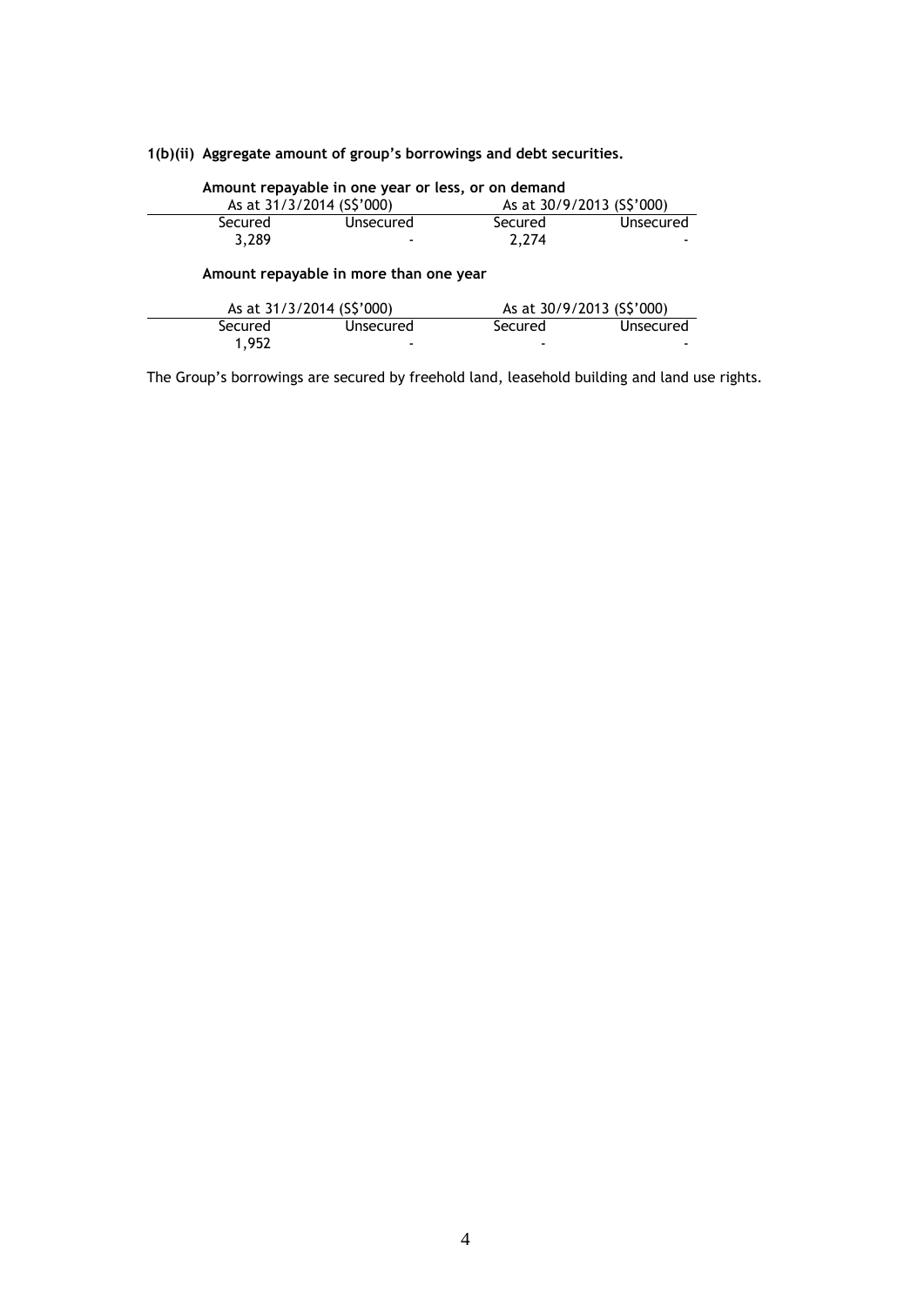**1(b)(ii) Aggregate amount of group's borrowings and debt securities.**

**Amount repayable in one year or less, or on demand**

| As at 31/3/2014 (S$'000) | | As at 30/9/2013 (S$'000) | |
|---|---|---|---|
| Secured | Unsecured | Secured | Unsecured |
| 3,289 | - | 2,274 | - |

**Amount repayable in more than one year**

| As at 31/3/2014 (S$'000) | | As at 30/9/2013 (S$'000) | |
|---|---|---|---|
| Secured | Unsecured | Secured | Unsecured |
| 1,952 | - | - | - |

The Group's borrowings are secured by freehold land, leasehold building and land use rights.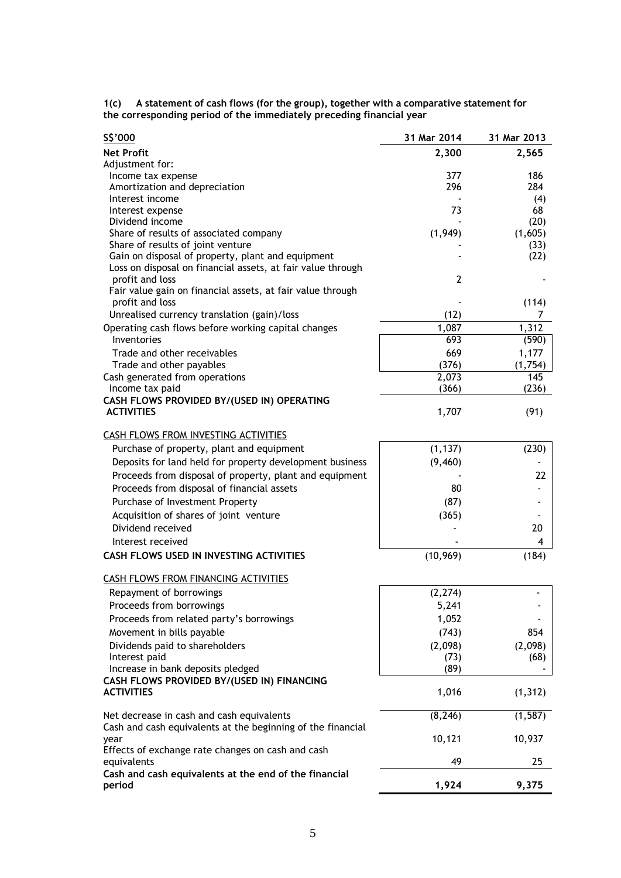**1(c) A statement of cash flows (for the group), together with a comparative statement for the corresponding period of the immediately preceding financial year**

| S$'000 | 31 Mar 2014 | 31 Mar 2013 |
|---|---|---|
| **Net Profit** | **2,300** | **2,565** |
| Adjustment for: | | |
| Income tax expense | 377 | 186 |
| Amortization and depreciation | 296 | 284 |
| Interest income | - | (4) |
| Interest expense | 73 | 68 |
| Dividend income | - | (20) |
| Share of results of associated company | (1,949) | (1,605) |
| Share of results of joint venture | - | (33) |
| Gain on disposal of property, plant and equipment | - | (22) |
| Loss on disposal on financial assets, at fair value through profit and loss | 2 | - |
| Fair value gain on financial assets, at fair value through profit and loss | - | (114) |
| Unrealised currency translation (gain)/loss | (12) | 7 |
| Operating cash flows before working capital changes | 1,087 | 1,312 |
| Inventories | 693 | (590) |
| Trade and other receivables | 669 | 1,177 |
| Trade and other payables | (376) | (1,754) |
| Cash generated from operations | 2,073 | 145 |
| Income tax paid | (366) | (236) |
| **CASH FLOWS PROVIDED BY/(USED IN) OPERATING ACTIVITIES** | 1,707 | (91) |
| CASH FLOWS FROM INVESTING ACTIVITIES | | |
| Purchase of property, plant and equipment | (1,137) | (230) |
| Deposits for land held for property development business | (9,460) | - |
| Proceeds from disposal of property, plant and equipment | - | 22 |
| Proceeds from disposal of financial assets | 80 | - |
| Purchase of Investment Property | (87) | - |
| Acquisition of shares of joint venture | (365) | - |
| Dividend received | - | 20 |
| Interest received | - | 4 |
| **CASH FLOWS USED IN INVESTING ACTIVITIES** | (10,969) | (184) |
| CASH FLOWS FROM FINANCING ACTIVITIES | | |
| Repayment of borrowings | (2,274) | - |
| Proceeds from borrowings | 5,241 | - |
| Proceeds from related party's borrowings | 1,052 | - |
| Movement in bills payable | (743) | 854 |
| Dividends paid to shareholders | (2,098) | (2,098) |
| Interest paid | (73) | (68) |
| Increase in bank deposits pledged | (89) | - |
| **CASH FLOWS PROVIDED BY/(USED IN) FINANCING ACTIVITIES** | 1,016 | (1,312) |
| Net decrease in cash and cash equivalents | (8,246) | (1,587) |
| Cash and cash equivalents at the beginning of the financial year | 10,121 | 10,937 |
| Effects of exchange rate changes on cash and cash equivalents | 49 | 25 |
| **Cash and cash equivalents at the end of the financial period** | **1,924** | **9,375** |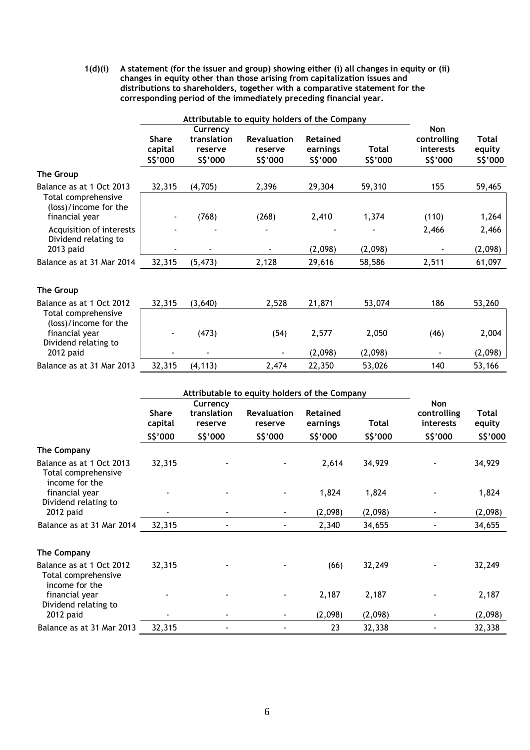**1(d)(i) A statement (for the issuer and group) showing either (i) all changes in equity or (ii) changes in equity other than those arising from capitalization issues and distributions to shareholders, together with a comparative statement for the corresponding period of the immediately preceding financial year.**

| | Attributable to equity holders of the Company | | | | | | |
|---|---|---|---|---|---|---|---|
| | Share capital S$'000 | Currency translation reserve S$'000 | Revaluation reserve S$'000 | Retained earnings S$'000 | Total S$'000 | Non controlling interests S$'000 | Total equity S$'000 |
| **The Group** | | | | | | | |
| Balance as at 1 Oct 2013 | 32,315 | (4,705) | 2,396 | 29,304 | 59,310 | 155 | 59,465 |
| Total comprehensive (loss)/income for the financial year | - | (768) | (268) | 2,410 | 1,374 | (110) | 1,264 |
| Acquisition of interests | - | - | - | - | - | 2,466 | 2,466 |
| Dividend relating to 2013 paid | - | - | - | (2,098) | (2,098) | - | (2,098) |
| Balance as at 31 Mar 2014 | 32,315 | (5,473) | 2,128 | 29,616 | 58,586 | 2,511 | 61,097 |
| | | | | | | | |
| **The Group** | | | | | | | |
| Balance as at 1 Oct 2012 | 32,315 | (3,640) | 2,528 | 21,871 | 53,074 | 186 | 53,260 |
| Total comprehensive (loss)/income for the financial year | - | (473) | (54) | 2,577 | 2,050 | (46) | 2,004 |
| Dividend relating to 2012 paid | - | - | - | (2,098) | (2,098) | - | (2,098) |
| Balance as at 31 Mar 2013 | 32,315 | (4,113) | 2,474 | 22,350 | 53,026 | 140 | 53,166 |

| | Attributable to equity holders of the Company | | | | | | |
|---|---|---|---|---|---|---|---|
| | Share capital S$'000 | Currency translation reserve S$'000 | Revaluation reserve S$'000 | Retained earnings S$'000 | Total S$'000 | Non controlling interests S$'000 | Total equity S$'000 |
| **The Company** | | | | | | | |
| Balance as at 1 Oct 2013 | 32,315 | - | - | 2,614 | 34,929 | - | 34,929 |
| Total comprehensive income for the financial year | - | - | - | 1,824 | 1,824 | - | 1,824 |
| Dividend relating to 2012 paid | - | - | - | (2,098) | (2,098) | - | (2,098) |
| Balance as at 31 Mar 2014 | 32,315 | - | - | 2,340 | 34,655 | - | 34,655 |
| | | | | | | | |
| **The Company** | | | | | | | |
| Balance as at 1 Oct 2012 | 32,315 | - | - | (66) | 32,249 | - | 32,249 |
| Total comprehensive income for the financial year | - | - | - | 2,187 | 2,187 | - | 2,187 |
| Dividend relating to 2012 paid | - | - | - | (2,098) | (2,098) | - | (2,098) |
| Balance as at 31 Mar 2013 | 32,315 | - | - | 23 | 32,338 | - | 32,338 |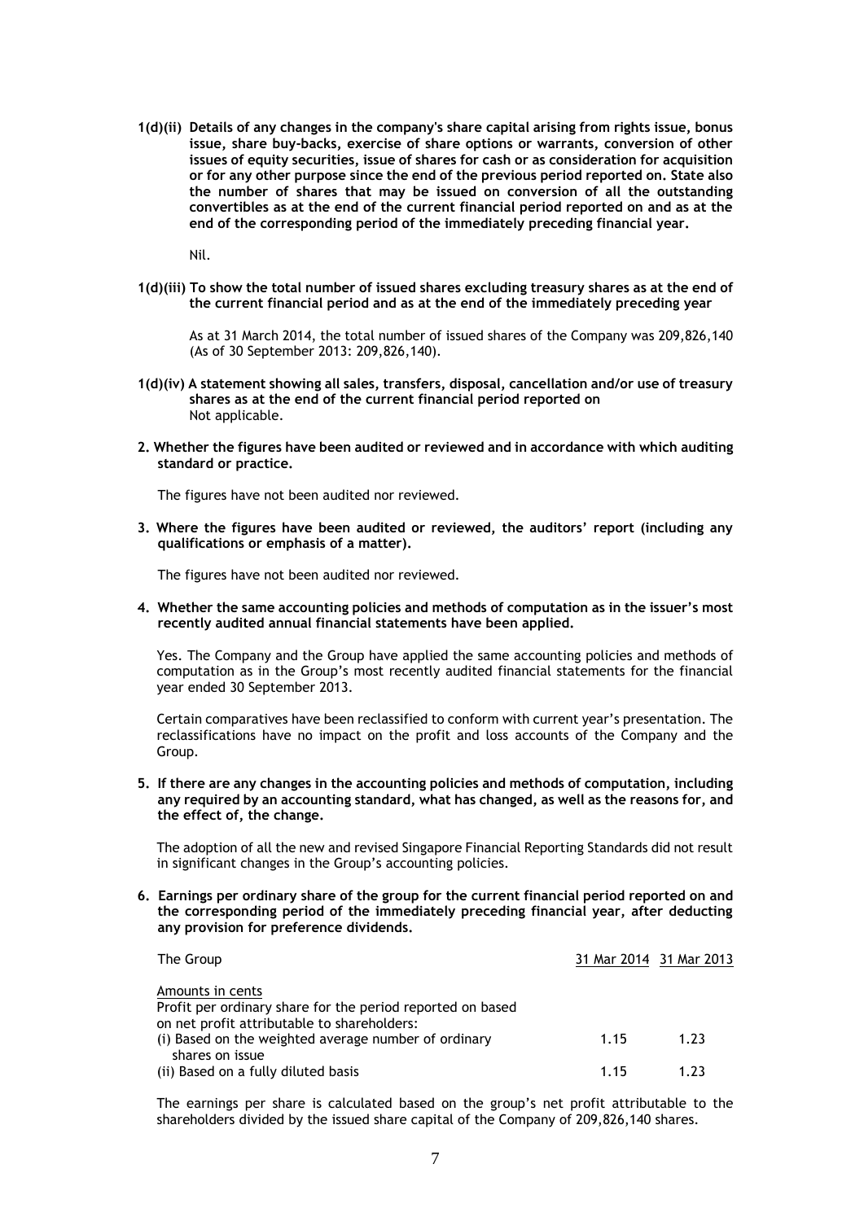**1(d)(ii) Details of any changes in the company's share capital arising from rights issue, bonus issue, share buy-backs, exercise of share options or warrants, conversion of other issues of equity securities, issue of shares for cash or as consideration for acquisition or for any other purpose since the end of the previous period reported on. State also the number of shares that may be issued on conversion of all the outstanding convertibles as at the end of the current financial period reported on and as at the end of the corresponding period of the immediately preceding financial year.**

Nil.

**1(d)(iii) To show the total number of issued shares excluding treasury shares as at the end of the current financial period and as at the end of the immediately preceding year**

As at 31 March 2014, the total number of issued shares of the Company was 209,826,140 (As of 30 September 2013: 209,826,140).

**1(d)(iv) A statement showing all sales, transfers, disposal, cancellation and/or use of treasury shares as at the end of the current financial period reported on**

Not applicable.

**2. Whether the figures have been audited or reviewed and in accordance with which auditing standard or practice.**

The figures have not been audited nor reviewed.

**3. Where the figures have been audited or reviewed, the auditors' report (including any qualifications or emphasis of a matter).**

The figures have not been audited nor reviewed.

**4. Whether the same accounting policies and methods of computation as in the issuer's most recently audited annual financial statements have been applied.**

Yes. The Company and the Group have applied the same accounting policies and methods of computation as in the Group's most recently audited financial statements for the financial year ended 30 September 2013.

Certain comparatives have been reclassified to conform with current year's presentation. The reclassifications have no impact on the profit and loss accounts of the Company and the Group.

**5. If there are any changes in the accounting policies and methods of computation, including any required by an accounting standard, what has changed, as well as the reasons for, and the effect of, the change.**

The adoption of all the new and revised Singapore Financial Reporting Standards did not result in significant changes in the Group's accounting policies.

**6. Earnings per ordinary share of the group for the current financial period reported on and the corresponding period of the immediately preceding financial year, after deducting any provision for preference dividends.**

| The Group | 31 Mar 2014 | 31 Mar 2013 |
|---|---|---|
| Amounts in cents | | |
| Profit per ordinary share for the period reported on based on net profit attributable to shareholders: | | |
| (i) Based on the weighted average number of ordinary shares on issue | 1.15 | 1.23 |
| (ii) Based on a fully diluted basis | 1.15 | 1.23 |

The earnings per share is calculated based on the group's net profit attributable to the shareholders divided by the issued share capital of the Company of 209,826,140 shares.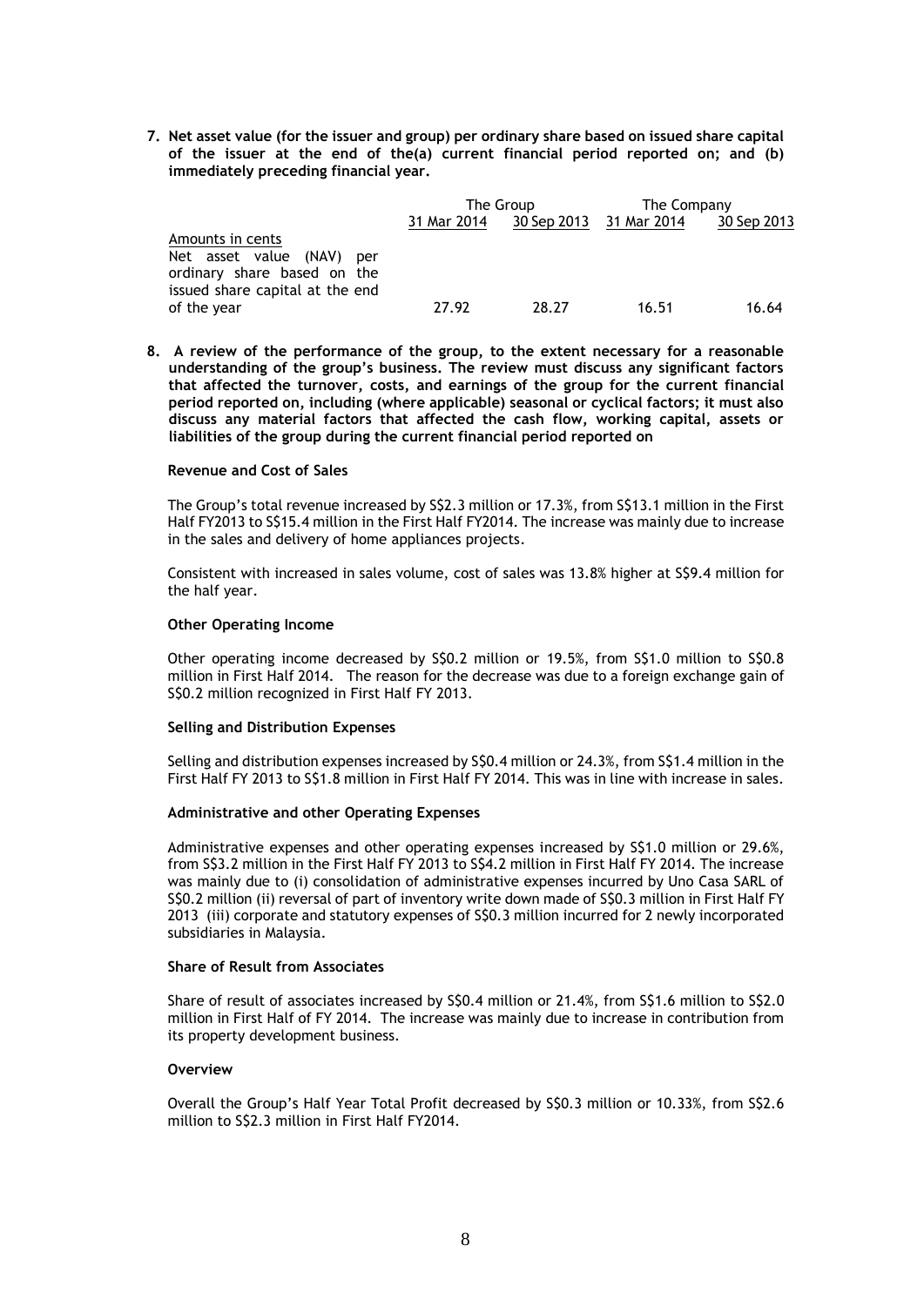**7. Net asset value (for the issuer and group) per ordinary share based on issued share capital of the issuer at the end of the(a) current financial period reported on; and (b) immediately preceding financial year.**

| | The Group | | The Company | |
|---|---|---|---|---|
| | 31 Mar 2014 | 30 Sep 2013 | 31 Mar 2014 | 30 Sep 2013 |
| Amounts in cents | | | | |
| Net asset value (NAV) per ordinary share based on the issued share capital at the end of the year | 27.92 | 28.27 | 16.51 | 16.64 |

**8. A review of the performance of the group, to the extent necessary for a reasonable understanding of the group's business. The review must discuss any significant factors that affected the turnover, costs, and earnings of the group for the current financial period reported on, including (where applicable) seasonal or cyclical factors; it must also discuss any material factors that affected the cash flow, working capital, assets or liabilities of the group during the current financial period reported on**

**Revenue and Cost of Sales**

The Group's total revenue increased by S$2.3 million or 17.3%, from S$13.1 million in the First Half FY2013 to S$15.4 million in the First Half FY2014. The increase was mainly due to increase in the sales and delivery of home appliances projects.

Consistent with increased in sales volume, cost of sales was 13.8% higher at S$9.4 million for the half year.

**Other Operating Income**

Other operating income decreased by S$0.2 million or 19.5%, from S$1.0 million to S$0.8 million in First Half 2014. The reason for the decrease was due to a foreign exchange gain of S$0.2 million recognized in First Half FY 2013.

**Selling and Distribution Expenses**

Selling and distribution expenses increased by S$0.4 million or 24.3%, from S$1.4 million in the First Half FY 2013 to S$1.8 million in First Half FY 2014. This was in line with increase in sales.

**Administrative and other Operating Expenses**

Administrative expenses and other operating expenses increased by S$1.0 million or 29.6%, from S$3.2 million in the First Half FY 2013 to S$4.2 million in First Half FY 2014. The increase was mainly due to (i) consolidation of administrative expenses incurred by Uno Casa SARL of S$0.2 million (ii) reversal of part of inventory write down made of S$0.3 million in First Half FY 2013 (iii) corporate and statutory expenses of S$0.3 million incurred for 2 newly incorporated subsidiaries in Malaysia.

**Share of Result from Associates**

Share of result of associates increased by S$0.4 million or 21.4%, from S$1.6 million to S$2.0 million in First Half of FY 2014. The increase was mainly due to increase in contribution from its property development business.

**Overview**

Overall the Group's Half Year Total Profit decreased by S$0.3 million or 10.33%, from S$2.6 million to S$2.3 million in First Half FY2014.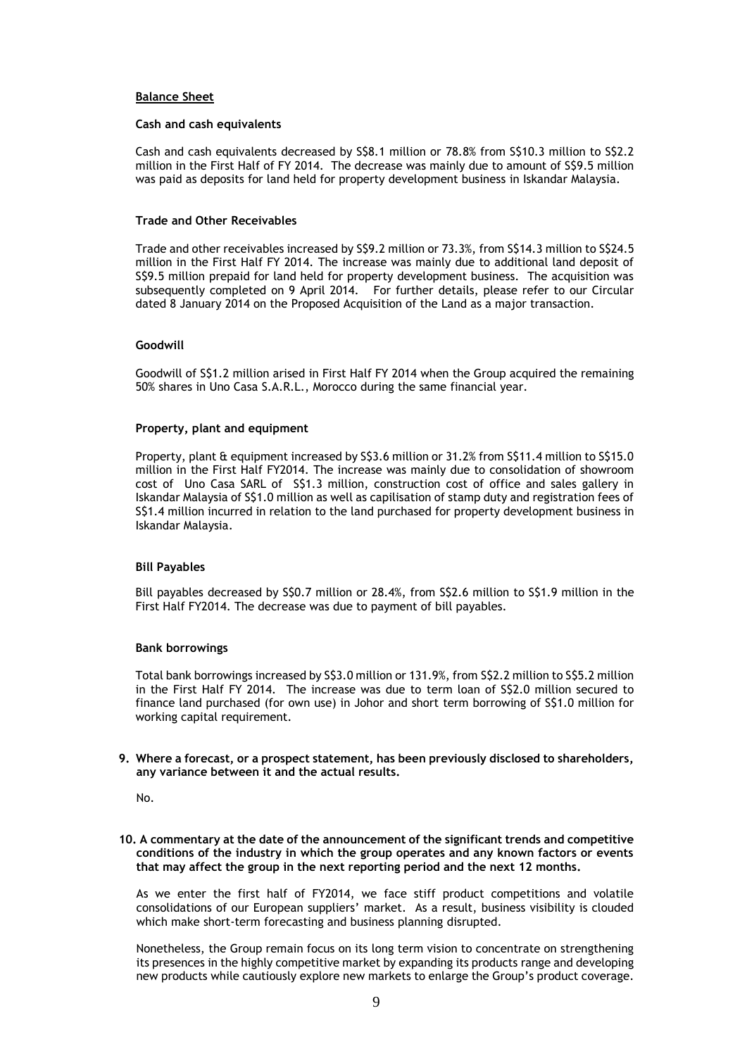**Balance Sheet**

**Cash and cash equivalents**

Cash and cash equivalents decreased by S$8.1 million or 78.8% from S$10.3 million to S$2.2 million in the First Half of FY 2014. The decrease was mainly due to amount of S$9.5 million was paid as deposits for land held for property development business in Iskandar Malaysia.

**Trade and Other Receivables**

Trade and other receivables increased by S$9.2 million or 73.3%, from S$14.3 million to S$24.5 million in the First Half FY 2014. The increase was mainly due to additional land deposit of S$9.5 million prepaid for land held for property development business. The acquisition was subsequently completed on 9 April 2014. For further details, please refer to our Circular dated 8 January 2014 on the Proposed Acquisition of the Land as a major transaction.

**Goodwill**

Goodwill of S$1.2 million arised in First Half FY 2014 when the Group acquired the remaining 50% shares in Uno Casa S.A.R.L., Morocco during the same financial year.

**Property, plant and equipment**

Property, plant & equipment increased by S$3.6 million or 31.2% from S$11.4 million to S$15.0 million in the First Half FY2014. The increase was mainly due to consolidation of showroom cost of Uno Casa SARL of S$1.3 million, construction cost of office and sales gallery in Iskandar Malaysia of S$1.0 million as well as capilisation of stamp duty and registration fees of S$1.4 million incurred in relation to the land purchased for property development business in Iskandar Malaysia.

**Bill Payables**

Bill payables decreased by S$0.7 million or 28.4%, from S$2.6 million to S$1.9 million in the First Half FY2014. The decrease was due to payment of bill payables.

**Bank borrowings**

Total bank borrowings increased by S$3.0 million or 131.9%, from S$2.2 million to S$5.2 million in the First Half FY 2014. The increase was due to term loan of S$2.0 million secured to finance land purchased (for own use) in Johor and short term borrowing of S$1.0 million for working capital requirement.

**9. Where a forecast, or a prospect statement, has been previously disclosed to shareholders, any variance between it and the actual results.**

No.

**10. A commentary at the date of the announcement of the significant trends and competitive conditions of the industry in which the group operates and any known factors or events that may affect the group in the next reporting period and the next 12 months.**

As we enter the first half of FY2014, we face stiff product competitions and volatile consolidations of our European suppliers' market. As a result, business visibility is clouded which make short-term forecasting and business planning disrupted.

Nonetheless, the Group remain focus on its long term vision to concentrate on strengthening its presences in the highly competitive market by expanding its products range and developing new products while cautiously explore new markets to enlarge the Group's product coverage.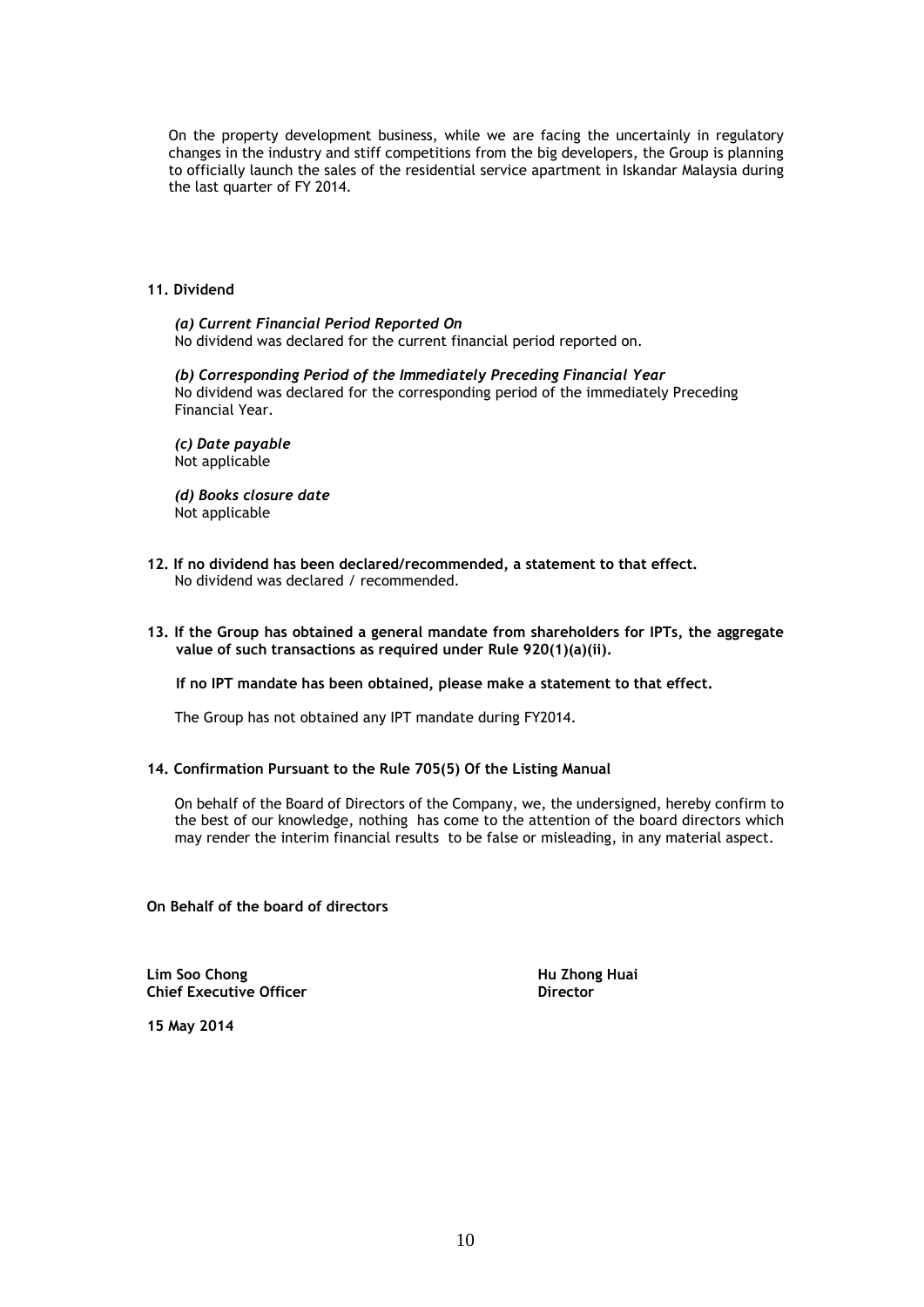On the property development business, while we are facing the uncertainly in regulatory changes in the industry and stiff competitions from the big developers, the Group is planning to officially launch the sales of the residential service apartment in Iskandar Malaysia during the last quarter of FY 2014.

**11. Dividend**

***(a) Current Financial Period Reported On***
No dividend was declared for the current financial period reported on.

***(b) Corresponding Period of the Immediately Preceding Financial Year***
No dividend was declared for the corresponding period of the immediately Preceding Financial Year.

***(c) Date payable***
Not applicable

***(d) Books closure date***
Not applicable

**12. If no dividend has been declared/recommended, a statement to that effect.**
No dividend was declared / recommended.

**13. If the Group has obtained a general mandate from shareholders for IPTs, the aggregate value of such transactions as required under Rule 920(1)(a)(ii).**

**If no IPT mandate has been obtained, please make a statement to that effect.**

The Group has not obtained any IPT mandate during FY2014.

**14. Confirmation Pursuant to the Rule 705(5) Of the Listing Manual**

On behalf of the Board of Directors of the Company, we, the undersigned, hereby confirm to the best of our knowledge, nothing has come to the attention of the board directors which may render the interim financial results to be false or misleading, in any material aspect.

**On Behalf of the board of directors**

**Lim Soo Chong**
**Chief Executive Officer**

**Hu Zhong Huai**
**Director**

**15 May 2014**